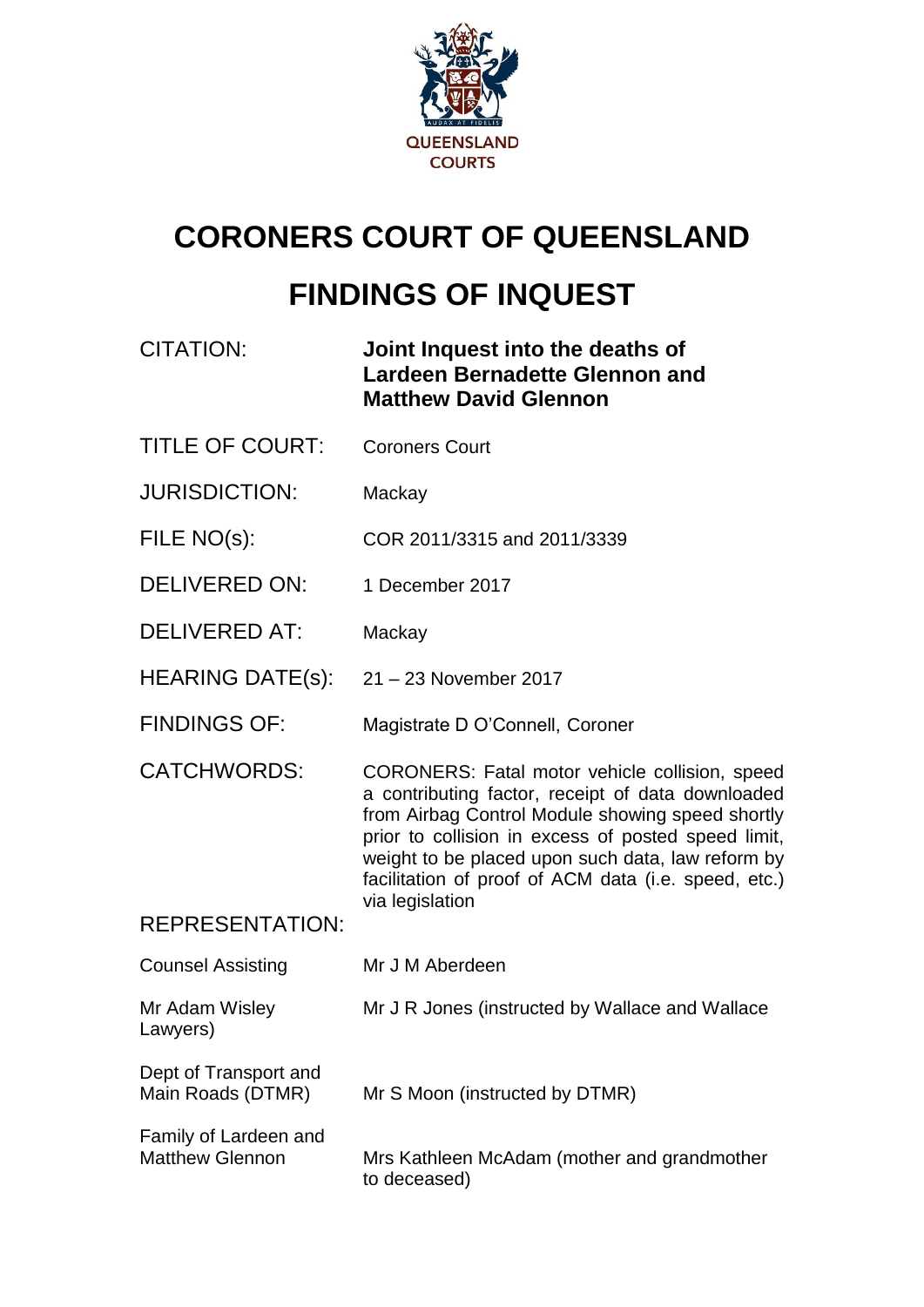QUEENSLAND COURTS

# CORONERS COURT OF QUEENSLAND

# FINDINGS OF INQUEST

| | |
|---|---|
| CITATION: | **Joint Inquest into the deaths of Lardeen Bernadette Glennon and Matthew David Glennon** |
| TITLE OF COURT: | Coroners Court |
| JURISDICTION: | Mackay |
| FILE NO(s): | COR 2011/3315 and 2011/3339 |
| DELIVERED ON: | 1 December 2017 |
| DELIVERED AT: | Mackay |
| HEARING DATE(s): | 21 – 23 November 2017 |
| FINDINGS OF: | Magistrate D O'Connell, Coroner |
| CATCHWORDS: | CORONERS: Fatal motor vehicle collision, speed a contributing factor, receipt of data downloaded from Airbag Control Module showing speed shortly prior to collision in excess of posted speed limit, weight to be placed upon such data, law reform by facilitation of proof of ACM data (i.e. speed, etc.) via legislation |

REPRESENTATION:

| | |
|---|---|
| Counsel Assisting | Mr J M Aberdeen |
| Mr Adam Wisley | Mr J R Jones (instructed by Wallace and Wallace Lawyers) |
| Dept of Transport and Main Roads (DTMR) | Mr S Moon (instructed by DTMR) |
| Family of Lardeen and Matthew Glennon | Mrs Kathleen McAdam (mother and grandmother to deceased) |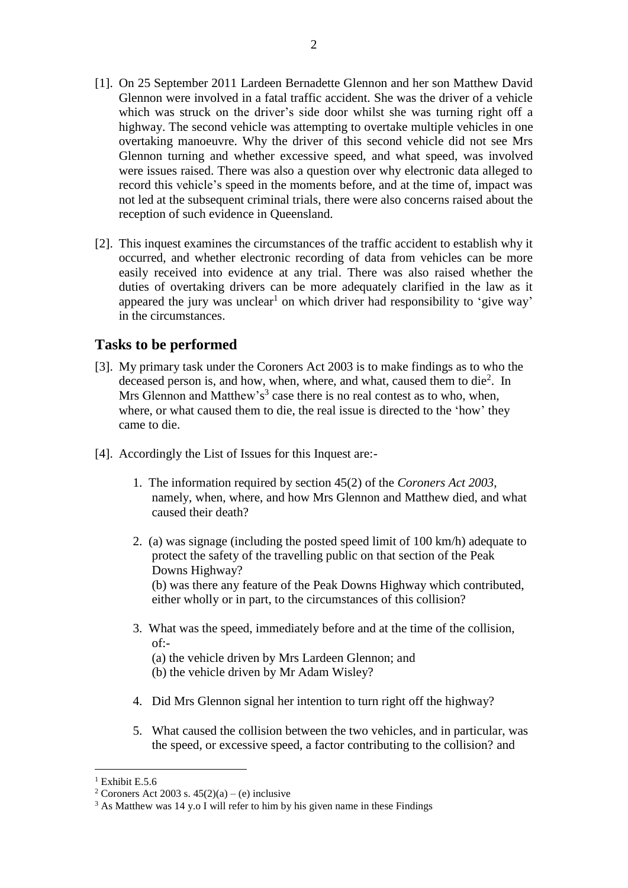[1]. On 25 September 2011 Lardeen Bernadette Glennon and her son Matthew David Glennon were involved in a fatal traffic accident. She was the driver of a vehicle which was struck on the driver's side door whilst she was turning right off a highway. The second vehicle was attempting to overtake multiple vehicles in one overtaking manoeuvre. Why the driver of this second vehicle did not see Mrs Glennon turning and whether excessive speed, and what speed, was involved were issues raised. There was also a question over why electronic data alleged to record this vehicle's speed in the moments before, and at the time of, impact was not led at the subsequent criminal trials, there were also concerns raised about the reception of such evidence in Queensland.

[2]. This inquest examines the circumstances of the traffic accident to establish why it occurred, and whether electronic recording of data from vehicles can be more easily received into evidence at any trial. There was also raised whether the duties of overtaking drivers can be more adequately clarified in the law as it appeared the jury was unclear[1] on which driver had responsibility to 'give way' in the circumstances.

## Tasks to be performed

[3]. My primary task under the Coroners Act 2003 is to make findings as to who the deceased person is, and how, when, where, and what, caused them to die[2]. In Mrs Glennon and Matthew's[3] case there is no real contest as to who, when, where, or what caused them to die, the real issue is directed to the 'how' they came to die.

[4]. Accordingly the List of Issues for this Inquest are:-

1. The information required by section 45(2) of the *Coroners Act 2003*, namely, when, where, and how Mrs Glennon and Matthew died, and what caused their death?

2. (a) was signage (including the posted speed limit of 100 km/h) adequate to protect the safety of the travelling public on that section of the Peak Downs Highway?
   (b) was there any feature of the Peak Downs Highway which contributed, either wholly or in part, to the circumstances of this collision?

3. What was the speed, immediately before and at the time of the collision, of:-
   (a) the vehicle driven by Mrs Lardeen Glennon; and
   (b) the vehicle driven by Mr Adam Wisley?

4. Did Mrs Glennon signal her intention to turn right off the highway?

5. What caused the collision between the two vehicles, and in particular, was the speed, or excessive speed, a factor contributing to the collision? and

---

[1] Exhibit E.5.6

[2] Coroners Act 2003 s. 45(2)(a) – (e) inclusive

[3] As Matthew was 14 y.o I will refer to him by his given name in these Findings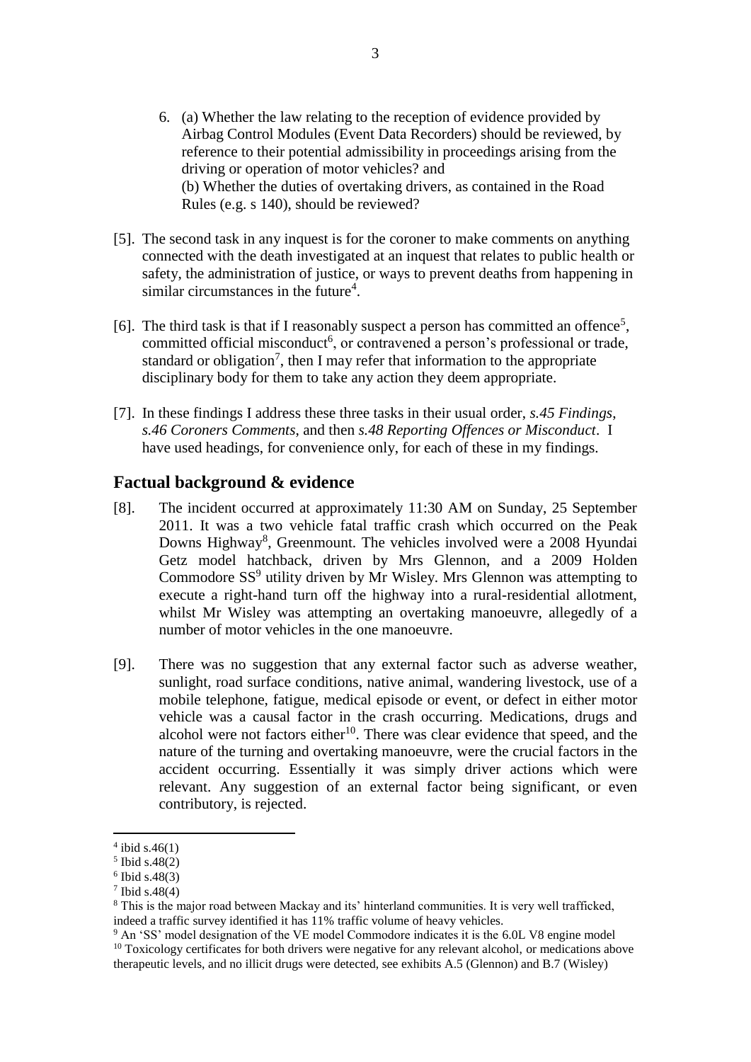6. (a) Whether the law relating to the reception of evidence provided by Airbag Control Modules (Event Data Recorders) should be reviewed, by reference to their potential admissibility in proceedings arising from the driving or operation of motor vehicles? and
   (b) Whether the duties of overtaking drivers, as contained in the Road Rules (e.g. s 140), should be reviewed?

[5]. The second task in any inquest is for the coroner to make comments on anything connected with the death investigated at an inquest that relates to public health or safety, the administration of justice, or ways to prevent deaths from happening in similar circumstances in the future[4].

[6]. The third task is that if I reasonably suspect a person has committed an offence[5], committed official misconduct[6], or contravened a person's professional or trade, standard or obligation[7], then I may refer that information to the appropriate disciplinary body for them to take any action they deem appropriate.

[7]. In these findings I address these three tasks in their usual order, *s.45 Findings*, *s.46 Coroners Comments*, and then *s.48 Reporting Offences or Misconduct*. I have used headings, for convenience only, for each of these in my findings.

## Factual background & evidence

[8]. The incident occurred at approximately 11:30 AM on Sunday, 25 September 2011. It was a two vehicle fatal traffic crash which occurred on the Peak Downs Highway[8], Greenmount. The vehicles involved were a 2008 Hyundai Getz model hatchback, driven by Mrs Glennon, and a 2009 Holden Commodore SS[9] utility driven by Mr Wisley. Mrs Glennon was attempting to execute a right-hand turn off the highway into a rural-residential allotment, whilst Mr Wisley was attempting an overtaking manoeuvre, allegedly of a number of motor vehicles in the one manoeuvre.

[9]. There was no suggestion that any external factor such as adverse weather, sunlight, road surface conditions, native animal, wandering livestock, use of a mobile telephone, fatigue, medical episode or event, or defect in either motor vehicle was a causal factor in the crash occurring. Medications, drugs and alcohol were not factors either[10]. There was clear evidence that speed, and the nature of the turning and overtaking manoeuvre, were the crucial factors in the accident occurring. Essentially it was simply driver actions which were relevant. Any suggestion of an external factor being significant, or even contributory, is rejected.

---

[4] ibid s.46(1)
[5] Ibid s.48(2)
[6] Ibid s.48(3)
[7] Ibid s.48(4)
[8] This is the major road between Mackay and its' hinterland communities. It is very well trafficked, indeed a traffic survey identified it has 11% traffic volume of heavy vehicles.
[9] An 'SS' model designation of the VE model Commodore indicates it is the 6.0L V8 engine model
[10] Toxicology certificates for both drivers were negative for any relevant alcohol, or medications above therapeutic levels, and no illicit drugs were detected, see exhibits A.5 (Glennon) and B.7 (Wisley)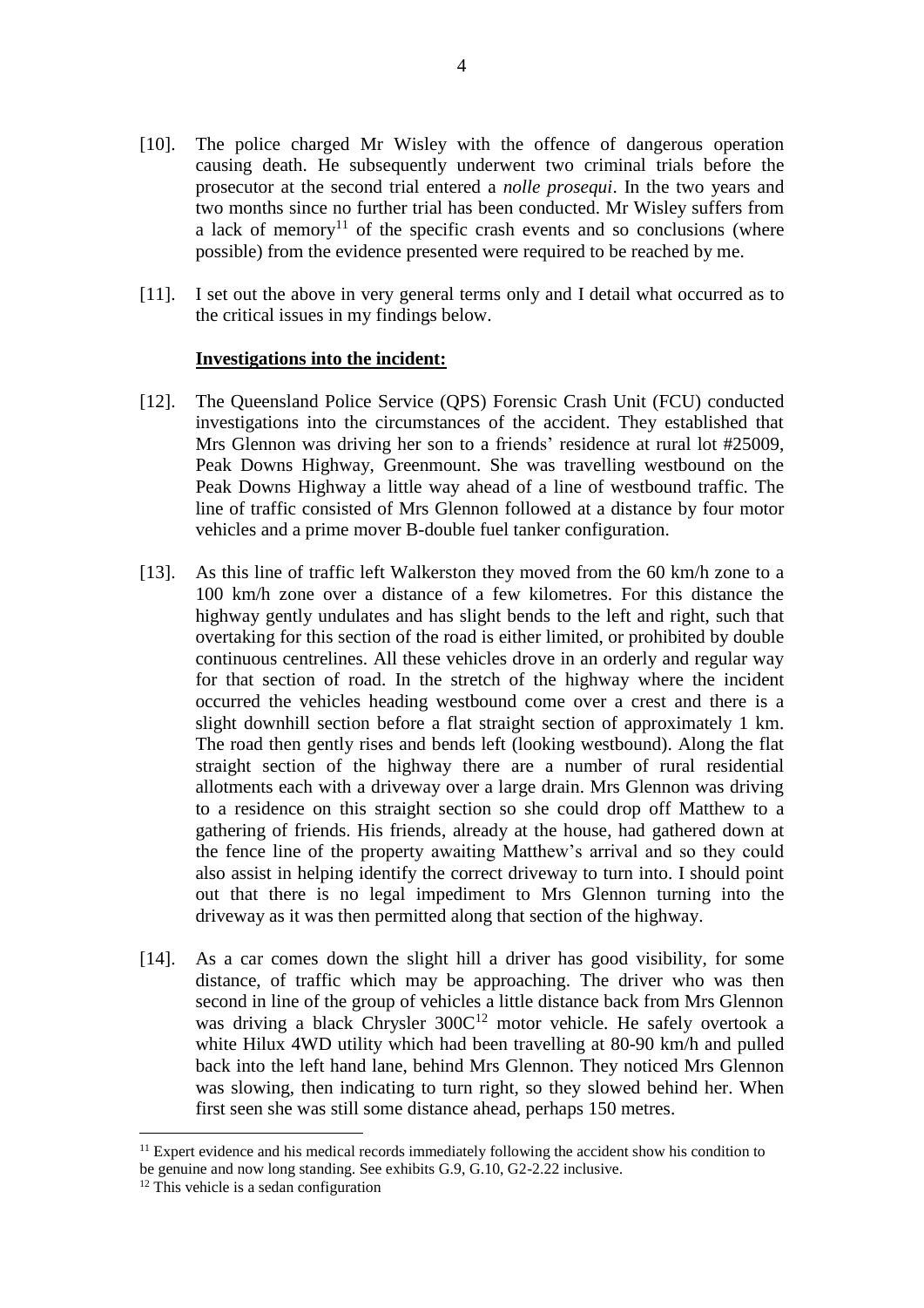[10]. The police charged Mr Wisley with the offence of dangerous operation causing death. He subsequently underwent two criminal trials before the prosecutor at the second trial entered a *nolle prosequi*. In the two years and two months since no further trial has been conducted. Mr Wisley suffers from a lack of memory[11] of the specific crash events and so conclusions (where possible) from the evidence presented were required to be reached by me.

[11]. I set out the above in very general terms only and I detail what occurred as to the critical issues in my findings below.

**Investigations into the incident:**

[12]. The Queensland Police Service (QPS) Forensic Crash Unit (FCU) conducted investigations into the circumstances of the accident. They established that Mrs Glennon was driving her son to a friends' residence at rural lot #25009, Peak Downs Highway, Greenmount. She was travelling westbound on the Peak Downs Highway a little way ahead of a line of westbound traffic. The line of traffic consisted of Mrs Glennon followed at a distance by four motor vehicles and a prime mover B-double fuel tanker configuration.

[13]. As this line of traffic left Walkerston they moved from the 60 km/h zone to a 100 km/h zone over a distance of a few kilometres. For this distance the highway gently undulates and has slight bends to the left and right, such that overtaking for this section of the road is either limited, or prohibited by double continuous centrelines. All these vehicles drove in an orderly and regular way for that section of road. In the stretch of the highway where the incident occurred the vehicles heading westbound come over a crest and there is a slight downhill section before a flat straight section of approximately 1 km. The road then gently rises and bends left (looking westbound). Along the flat straight section of the highway there are a number of rural residential allotments each with a driveway over a large drain. Mrs Glennon was driving to a residence on this straight section so she could drop off Matthew to a gathering of friends. His friends, already at the house, had gathered down at the fence line of the property awaiting Matthew's arrival and so they could also assist in helping identify the correct driveway to turn into. I should point out that there is no legal impediment to Mrs Glennon turning into the driveway as it was then permitted along that section of the highway.

[14]. As a car comes down the slight hill a driver has good visibility, for some distance, of traffic which may be approaching. The driver who was then second in line of the group of vehicles a little distance back from Mrs Glennon was driving a black Chrysler 300C[12] motor vehicle. He safely overtook a white Hilux 4WD utility which had been travelling at 80-90 km/h and pulled back into the left hand lane, behind Mrs Glennon. They noticed Mrs Glennon was slowing, then indicating to turn right, so they slowed behind her. When first seen she was still some distance ahead, perhaps 150 metres.

---

[11] Expert evidence and his medical records immediately following the accident show his condition to be genuine and now long standing. See exhibits G.9, G.10, G2-2.22 inclusive.

[12] This vehicle is a sedan configuration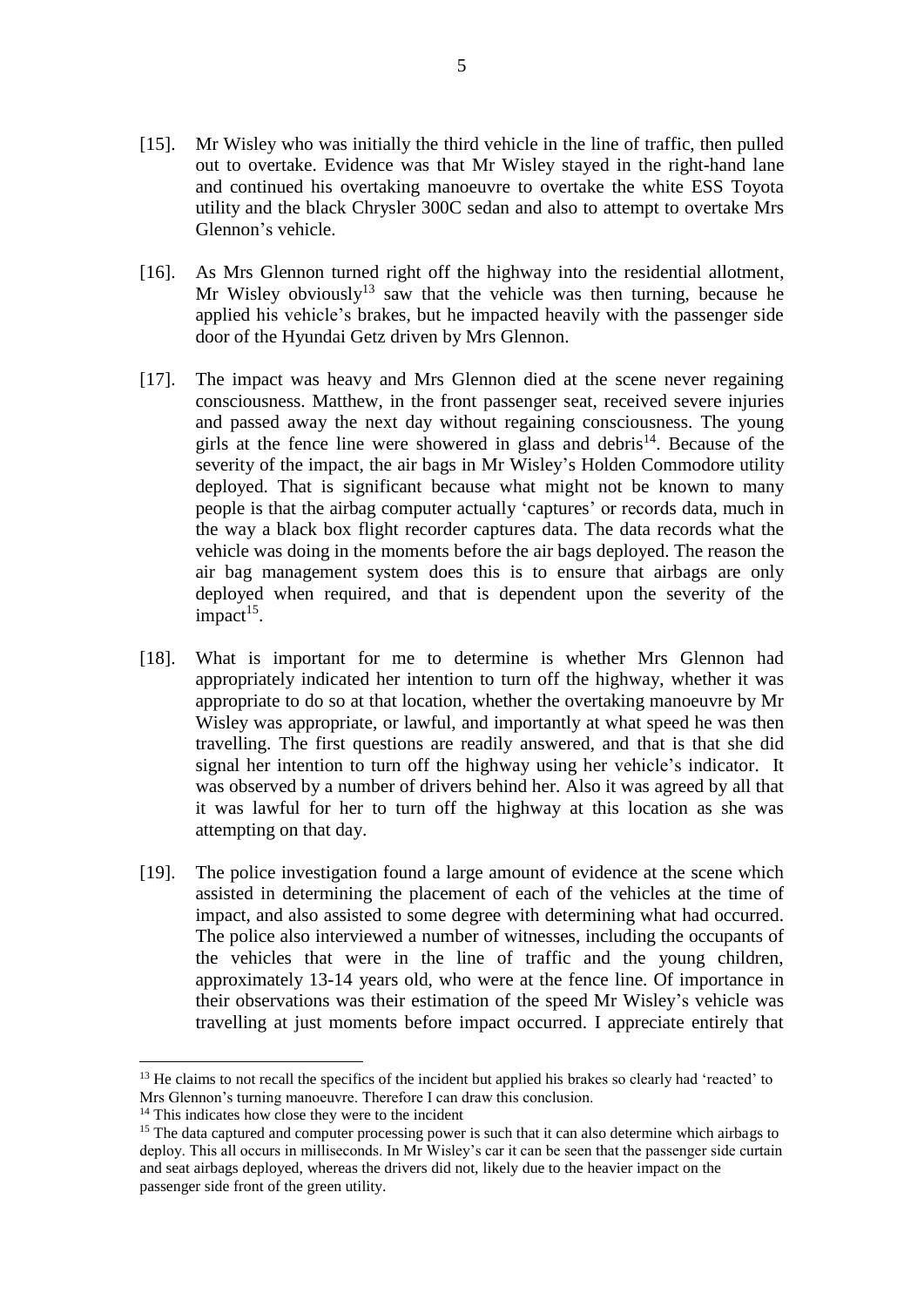[15]. Mr Wisley who was initially the third vehicle in the line of traffic, then pulled out to overtake. Evidence was that Mr Wisley stayed in the right-hand lane and continued his overtaking manoeuvre to overtake the white ESS Toyota utility and the black Chrysler 300C sedan and also to attempt to overtake Mrs Glennon's vehicle.

[16]. As Mrs Glennon turned right off the highway into the residential allotment, Mr Wisley obviously[13] saw that the vehicle was then turning, because he applied his vehicle's brakes, but he impacted heavily with the passenger side door of the Hyundai Getz driven by Mrs Glennon.

[17]. The impact was heavy and Mrs Glennon died at the scene never regaining consciousness. Matthew, in the front passenger seat, received severe injuries and passed away the next day without regaining consciousness. The young girls at the fence line were showered in glass and debris[14]. Because of the severity of the impact, the air bags in Mr Wisley's Holden Commodore utility deployed. That is significant because what might not be known to many people is that the airbag computer actually 'captures' or records data, much in the way a black box flight recorder captures data. The data records what the vehicle was doing in the moments before the air bags deployed. The reason the air bag management system does this is to ensure that airbags are only deployed when required, and that is dependent upon the severity of the impact[15].

[18]. What is important for me to determine is whether Mrs Glennon had appropriately indicated her intention to turn off the highway, whether it was appropriate to do so at that location, whether the overtaking manoeuvre by Mr Wisley was appropriate, or lawful, and importantly at what speed he was then travelling. The first questions are readily answered, and that is that she did signal her intention to turn off the highway using her vehicle's indicator. It was observed by a number of drivers behind her. Also it was agreed by all that it was lawful for her to turn off the highway at this location as she was attempting on that day.

[19]. The police investigation found a large amount of evidence at the scene which assisted in determining the placement of each of the vehicles at the time of impact, and also assisted to some degree with determining what had occurred. The police also interviewed a number of witnesses, including the occupants of the vehicles that were in the line of traffic and the young children, approximately 13-14 years old, who were at the fence line. Of importance in their observations was their estimation of the speed Mr Wisley's vehicle was travelling at just moments before impact occurred. I appreciate entirely that

---

[13] He claims to not recall the specifics of the incident but applied his brakes so clearly had 'reacted' to Mrs Glennon's turning manoeuvre. Therefore I can draw this conclusion.

[14] This indicates how close they were to the incident

[15] The data captured and computer processing power is such that it can also determine which airbags to deploy. This all occurs in milliseconds. In Mr Wisley's car it can be seen that the passenger side curtain and seat airbags deployed, whereas the drivers did not, likely due to the heavier impact on the passenger side front of the green utility.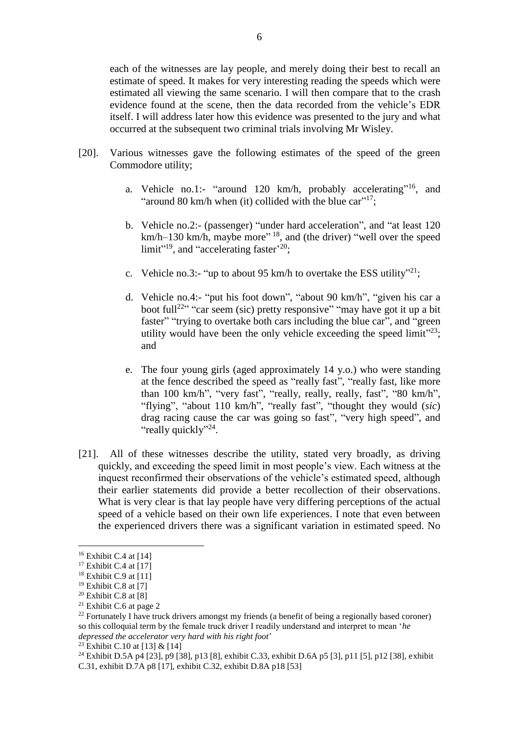each of the witnesses are lay people, and merely doing their best to recall an estimate of speed. It makes for very interesting reading the speeds which were estimated all viewing the same scenario. I will then compare that to the crash evidence found at the scene, then the data recorded from the vehicle's EDR itself. I will address later how this evidence was presented to the jury and what occurred at the subsequent two criminal trials involving Mr Wisley.

[20]. Various witnesses gave the following estimates of the speed of the green Commodore utility;

a. Vehicle no.1:- "around 120 km/h, probably accelerating"[16], and "around 80 km/h when (it) collided with the blue car"[17];

b. Vehicle no.2:- (passenger) "under hard acceleration", and "at least 120 km/h–130 km/h, maybe more" [18], and (the driver) "well over the speed limit"[19], and "accelerating faster'[20];

c. Vehicle no.3:- "up to about 95 km/h to overtake the ESS utility"[21];

d. Vehicle no.4:- "put his foot down", "about 90 km/h", "given his car a boot full[22]" "car seem (sic) pretty responsive" "may have got it up a bit faster" "trying to overtake both cars including the blue car", and "green utility would have been the only vehicle exceeding the speed limit"[23]; and

e. The four young girls (aged approximately 14 y.o.) who were standing at the fence described the speed as "really fast", "really fast, like more than 100 km/h", "very fast", "really, really, really, fast", "80 km/h", "flying", "about 110 km/h", "really fast", "thought they would (*sic*) drag racing cause the car was going so fast", "very high speed", and "really quickly"[24].

[21]. All of these witnesses describe the utility, stated very broadly, as driving quickly, and exceeding the speed limit in most people's view. Each witness at the inquest reconfirmed their observations of the vehicle's estimated speed, although their earlier statements did provide a better recollection of their observations. What is very clear is that lay people have very differing perceptions of the actual speed of a vehicle based on their own life experiences. I note that even between the experienced drivers there was a significant variation in estimated speed. No

---

[16] Exhibit C.4 at [14]

[17] Exhibit C.4 at [17]

[18] Exhibit C.9 at [11]

[19] Exhibit C.8 at [7]

[20] Exhibit C.8 at [8]

[21] Exhibit C.6 at page 2

[22] Fortunately I have truck drivers amongst my friends (a benefit of being a regionally based coroner) so this colloquial term by the female truck driver I readily understand and interpret to mean '*he depressed the accelerator very hard with his right foot*'

[23] Exhibit C.10 at [13] & [14]

[24] Exhibit D.5A p4 [23], p9 [38], p13 [8], exhibit C.33, exhibit D.6A p5 [3], p11 [5], p12 [38], exhibit C.31, exhibit D.7A p8 [17], exhibit C.32, exhibit D.8A p18 [53]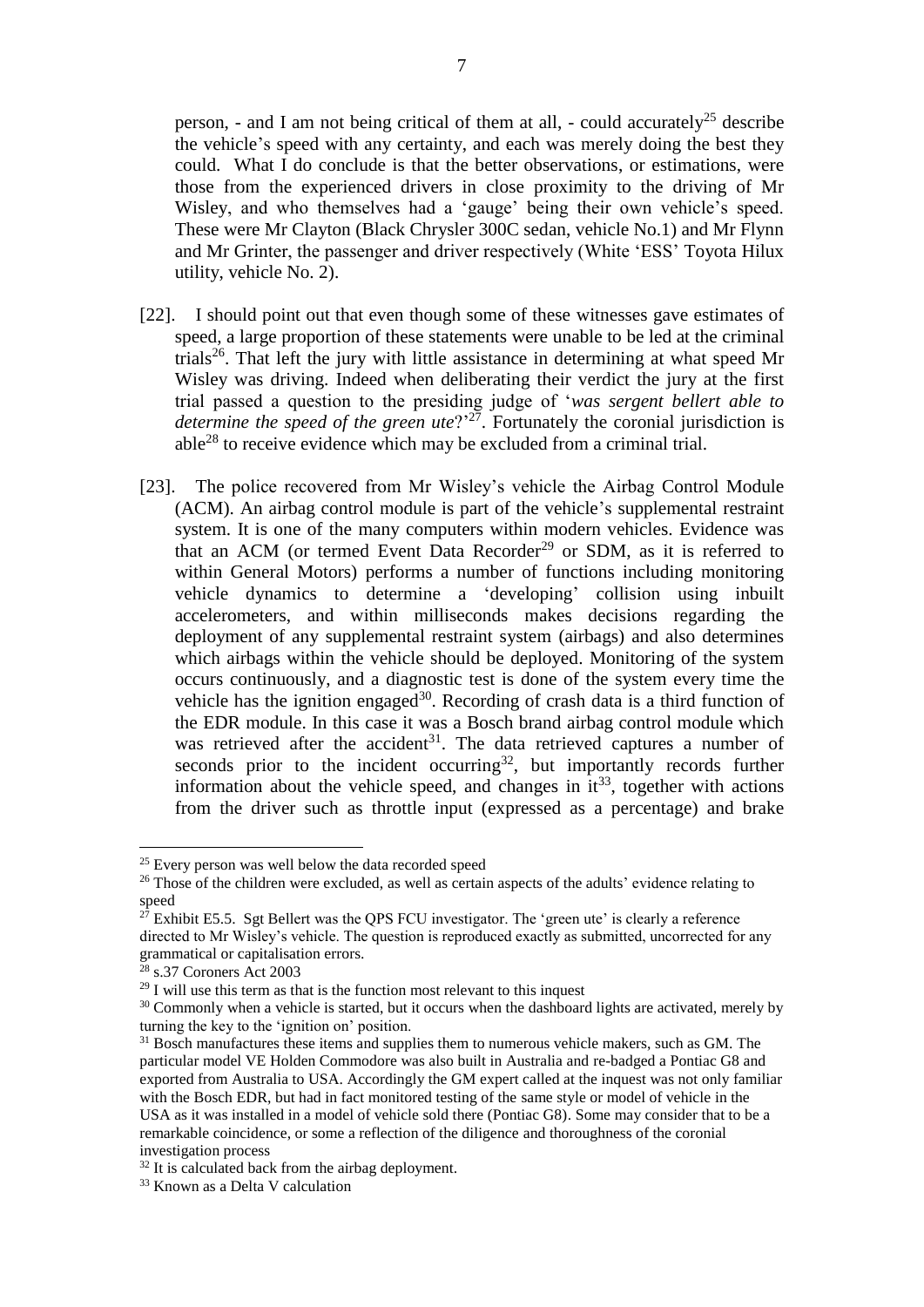person, - and I am not being critical of them at all, - could accurately[25] describe the vehicle's speed with any certainty, and each was merely doing the best they could. What I do conclude is that the better observations, or estimations, were those from the experienced drivers in close proximity to the driving of Mr Wisley, and who themselves had a 'gauge' being their own vehicle's speed. These were Mr Clayton (Black Chrysler 300C sedan, vehicle No.1) and Mr Flynn and Mr Grinter, the passenger and driver respectively (White 'ESS' Toyota Hilux utility, vehicle No. 2).

[22]. I should point out that even though some of these witnesses gave estimates of speed, a large proportion of these statements were unable to be led at the criminal trials[26]. That left the jury with little assistance in determining at what speed Mr Wisley was driving. Indeed when deliberating their verdict the jury at the first trial passed a question to the presiding judge of '*was sergent bellert able to determine the speed of the green ute*?'[27]. Fortunately the coronial jurisdiction is able[28] to receive evidence which may be excluded from a criminal trial.

[23]. The police recovered from Mr Wisley's vehicle the Airbag Control Module (ACM). An airbag control module is part of the vehicle's supplemental restraint system. It is one of the many computers within modern vehicles. Evidence was that an ACM (or termed Event Data Recorder[29] or SDM, as it is referred to within General Motors) performs a number of functions including monitoring vehicle dynamics to determine a 'developing' collision using inbuilt accelerometers, and within milliseconds makes decisions regarding the deployment of any supplemental restraint system (airbags) and also determines which airbags within the vehicle should be deployed. Monitoring of the system occurs continuously, and a diagnostic test is done of the system every time the vehicle has the ignition engaged[30]. Recording of crash data is a third function of the EDR module. In this case it was a Bosch brand airbag control module which was retrieved after the accident[31]. The data retrieved captures a number of seconds prior to the incident occurring[32], but importantly records further information about the vehicle speed, and changes in it[33], together with actions from the driver such as throttle input (expressed as a percentage) and brake

---

[25] Every person was well below the data recorded speed

[26] Those of the children were excluded, as well as certain aspects of the adults' evidence relating to speed

[27] Exhibit E5.5. Sgt Bellert was the QPS FCU investigator. The 'green ute' is clearly a reference directed to Mr Wisley's vehicle. The question is reproduced exactly as submitted, uncorrected for any grammatical or capitalisation errors.

[28] s.37 Coroners Act 2003

[29] I will use this term as that is the function most relevant to this inquest

[30] Commonly when a vehicle is started, but it occurs when the dashboard lights are activated, merely by turning the key to the 'ignition on' position.

[31] Bosch manufactures these items and supplies them to numerous vehicle makers, such as GM. The particular model VE Holden Commodore was also built in Australia and re-badged a Pontiac G8 and exported from Australia to USA. Accordingly the GM expert called at the inquest was not only familiar with the Bosch EDR, but had in fact monitored testing of the same style or model of vehicle in the USA as it was installed in a model of vehicle sold there (Pontiac G8). Some may consider that to be a remarkable coincidence, or some a reflection of the diligence and thoroughness of the coronial investigation process

[32] It is calculated back from the airbag deployment.

[33] Known as a Delta V calculation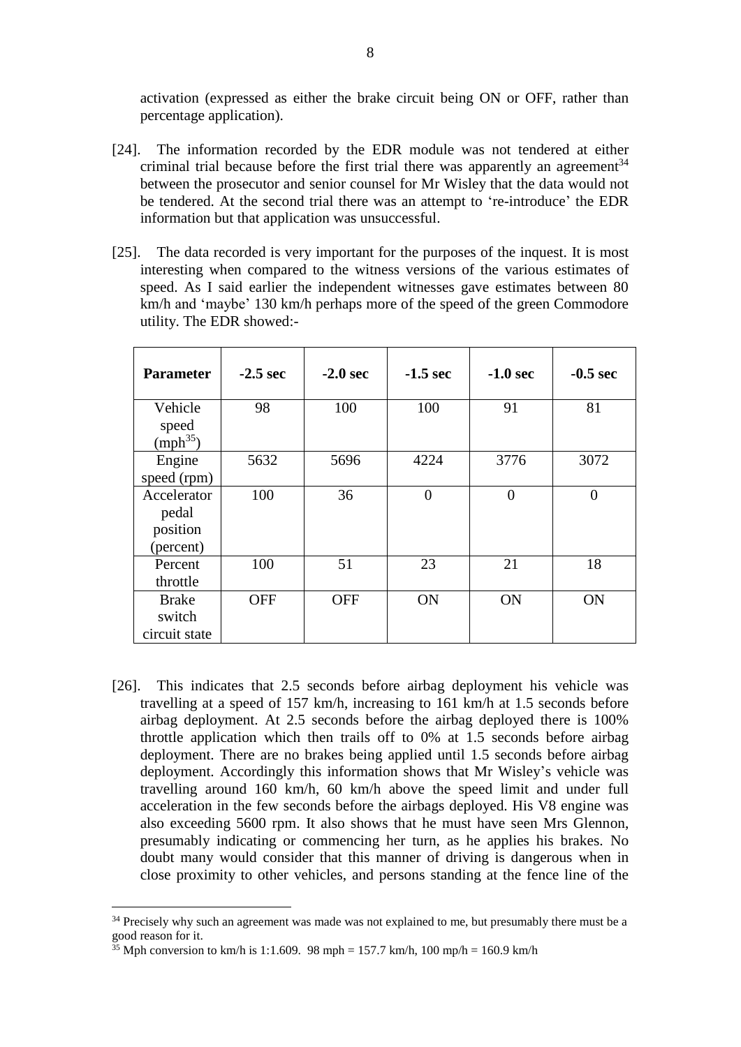activation (expressed as either the brake circuit being ON or OFF, rather than percentage application).

[24]. The information recorded by the EDR module was not tendered at either criminal trial because before the first trial there was apparently an agreement[34] between the prosecutor and senior counsel for Mr Wisley that the data would not be tendered. At the second trial there was an attempt to 're-introduce' the EDR information but that application was unsuccessful.

[25]. The data recorded is very important for the purposes of the inquest. It is most interesting when compared to the witness versions of the various estimates of speed. As I said earlier the independent witnesses gave estimates between 80 km/h and 'maybe' 130 km/h perhaps more of the speed of the green Commodore utility. The EDR showed:-

| Parameter | -2.5 sec | -2.0 sec | -1.5 sec | -1.0 sec | -0.5 sec |
|---|---|---|---|---|---|
| Vehicle speed (mph[35]) | 98 | 100 | 100 | 91 | 81 |
| Engine speed (rpm) | 5632 | 5696 | 4224 | 3776 | 3072 |
| Accelerator pedal position (percent) | 100 | 36 | 0 | 0 | 0 |
| Percent throttle | 100 | 51 | 23 | 21 | 18 |
| Brake switch circuit state | OFF | OFF | ON | ON | ON |

[26]. This indicates that 2.5 seconds before airbag deployment his vehicle was travelling at a speed of 157 km/h, increasing to 161 km/h at 1.5 seconds before airbag deployment. At 2.5 seconds before the airbag deployed there is 100% throttle application which then trails off to 0% at 1.5 seconds before airbag deployment. There are no brakes being applied until 1.5 seconds before airbag deployment. Accordingly this information shows that Mr Wisley's vehicle was travelling around 160 km/h, 60 km/h above the speed limit and under full acceleration in the few seconds before the airbags deployed. His V8 engine was also exceeding 5600 rpm. It also shows that he must have seen Mrs Glennon, presumably indicating or commencing her turn, as he applies his brakes. No doubt many would consider that this manner of driving is dangerous when in close proximity to other vehicles, and persons standing at the fence line of the

---

[34] Precisely why such an agreement was made was not explained to me, but presumably there must be a good reason for it.

[35] Mph conversion to km/h is 1:1.609. 98 mph = 157.7 km/h, 100 mp/h = 160.9 km/h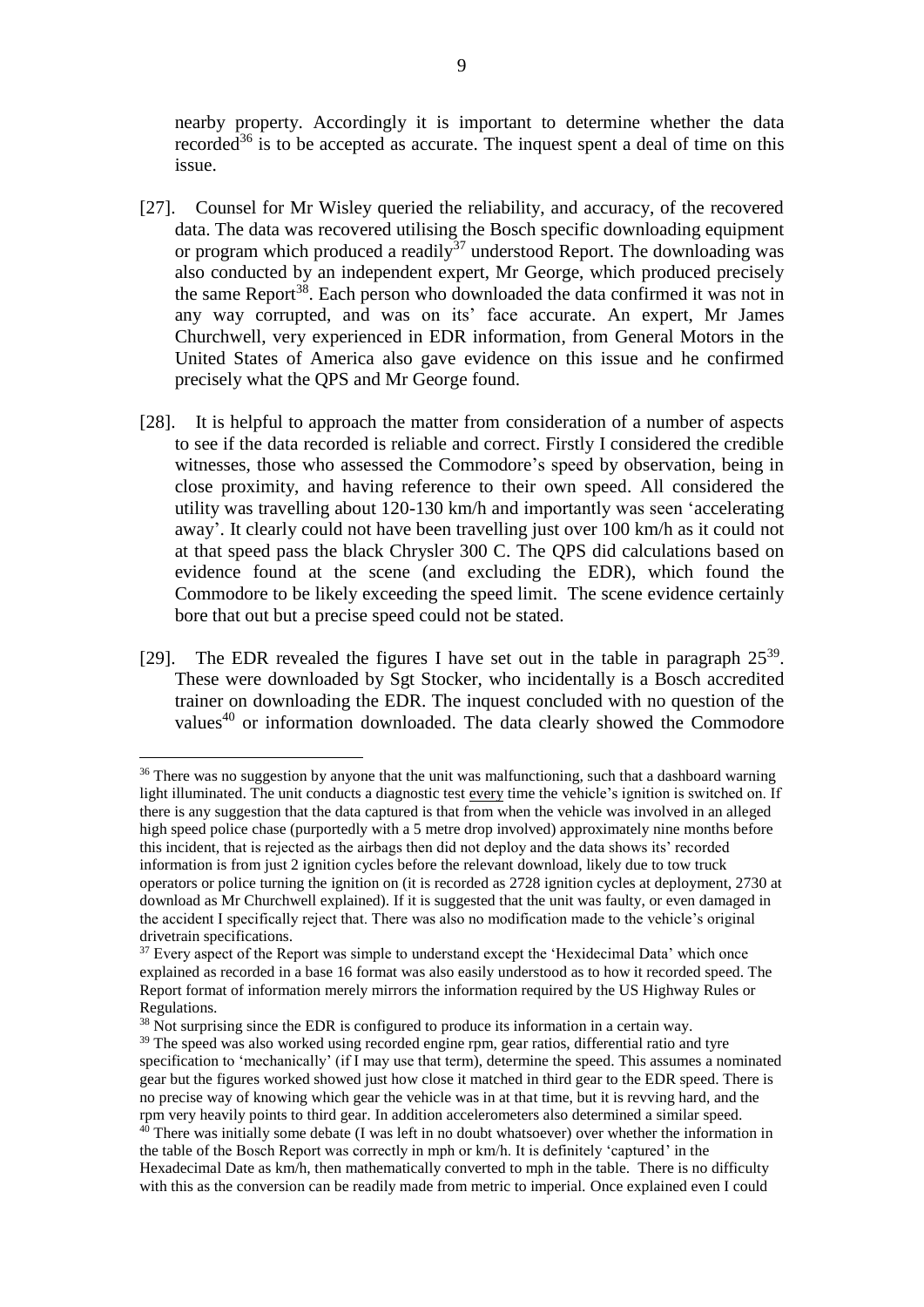nearby property. Accordingly it is important to determine whether the data recorded[36] is to be accepted as accurate. The inquest spent a deal of time on this issue.

[27]. Counsel for Mr Wisley queried the reliability, and accuracy, of the recovered data. The data was recovered utilising the Bosch specific downloading equipment or program which produced a readily[37] understood Report. The downloading was also conducted by an independent expert, Mr George, which produced precisely the same Report[38]. Each person who downloaded the data confirmed it was not in any way corrupted, and was on its' face accurate. An expert, Mr James Churchwell, very experienced in EDR information, from General Motors in the United States of America also gave evidence on this issue and he confirmed precisely what the QPS and Mr George found.

[28]. It is helpful to approach the matter from consideration of a number of aspects to see if the data recorded is reliable and correct. Firstly I considered the credible witnesses, those who assessed the Commodore's speed by observation, being in close proximity, and having reference to their own speed. All considered the utility was travelling about 120-130 km/h and importantly was seen 'accelerating away'. It clearly could not have been travelling just over 100 km/h as it could not at that speed pass the black Chrysler 300 C. The QPS did calculations based on evidence found at the scene (and excluding the EDR), which found the Commodore to be likely exceeding the speed limit. The scene evidence certainly bore that out but a precise speed could not be stated.

[29]. The EDR revealed the figures I have set out in the table in paragraph 25[39]. These were downloaded by Sgt Stocker, who incidentally is a Bosch accredited trainer on downloading the EDR. The inquest concluded with no question of the values[40] or information downloaded. The data clearly showed the Commodore

---

[36] There was no suggestion by anyone that the unit was malfunctioning, such that a dashboard warning light illuminated. The unit conducts a diagnostic test <u>every</u> time the vehicle's ignition is switched on. If there is any suggestion that the data captured is that from when the vehicle was involved in an alleged high speed police chase (purportedly with a 5 metre drop involved) approximately nine months before this incident, that is rejected as the airbags then did not deploy and the data shows its' recorded information is from just 2 ignition cycles before the relevant download, likely due to tow truck operators or police turning the ignition on (it is recorded as 2728 ignition cycles at deployment, 2730 at download as Mr Churchwell explained). If it is suggested that the unit was faulty, or even damaged in the accident I specifically reject that. There was also no modification made to the vehicle's original drivetrain specifications.

[37] Every aspect of the Report was simple to understand except the 'Hexidecimal Data' which once explained as recorded in a base 16 format was also easily understood as to how it recorded speed. The Report format of information merely mirrors the information required by the US Highway Rules or Regulations.

[38] Not surprising since the EDR is configured to produce its information in a certain way.

[39] The speed was also worked using recorded engine rpm, gear ratios, differential ratio and tyre specification to 'mechanically' (if I may use that term), determine the speed. This assumes a nominated gear but the figures worked showed just how close it matched in third gear to the EDR speed. There is no precise way of knowing which gear the vehicle was in at that time, but it is revving hard, and the rpm very heavily points to third gear. In addition accelerometers also determined a similar speed.

[40] There was initially some debate (I was left in no doubt whatsoever) over whether the information in the table of the Bosch Report was correctly in mph or km/h. It is definitely 'captured' in the Hexadecimal Date as km/h, then mathematically converted to mph in the table. There is no difficulty with this as the conversion can be readily made from metric to imperial. Once explained even I could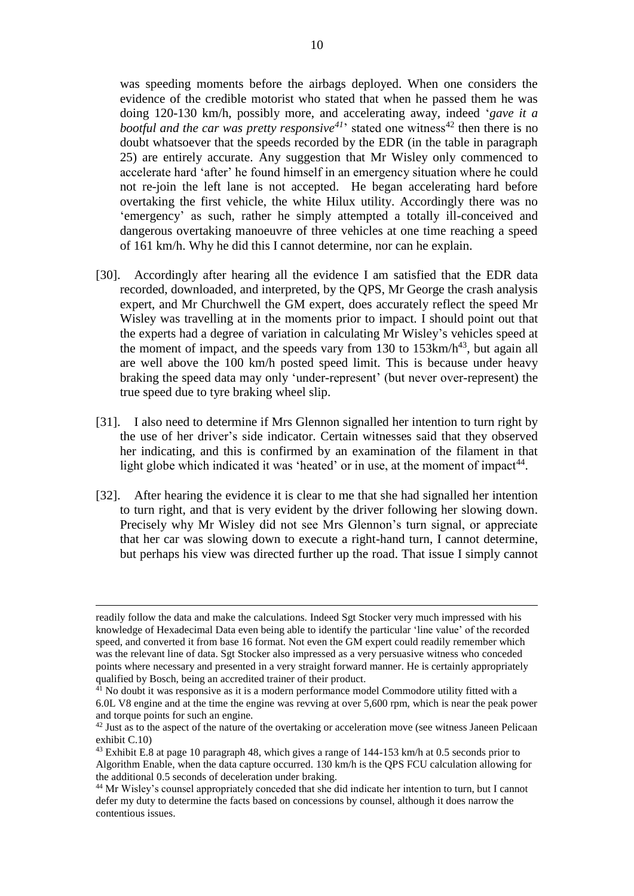was speeding moments before the airbags deployed. When one considers the evidence of the credible motorist who stated that when he passed them he was doing 120-130 km/h, possibly more, and accelerating away, indeed '*gave it a bootful and the car was pretty responsive*[41]' stated one witness[42] then there is no doubt whatsoever that the speeds recorded by the EDR (in the table in paragraph 25) are entirely accurate. Any suggestion that Mr Wisley only commenced to accelerate hard 'after' he found himself in an emergency situation where he could not re-join the left lane is not accepted. He began accelerating hard before overtaking the first vehicle, the white Hilux utility. Accordingly there was no 'emergency' as such, rather he simply attempted a totally ill-conceived and dangerous overtaking manoeuvre of three vehicles at one time reaching a speed of 161 km/h. Why he did this I cannot determine, nor can he explain.

[30]. Accordingly after hearing all the evidence I am satisfied that the EDR data recorded, downloaded, and interpreted, by the QPS, Mr George the crash analysis expert, and Mr Churchwell the GM expert, does accurately reflect the speed Mr Wisley was travelling at in the moments prior to impact. I should point out that the experts had a degree of variation in calculating Mr Wisley's vehicles speed at the moment of impact, and the speeds vary from 130 to 153km/h[43], but again all are well above the 100 km/h posted speed limit. This is because under heavy braking the speed data may only 'under-represent' (but never over-represent) the true speed due to tyre braking wheel slip.

[31]. I also need to determine if Mrs Glennon signalled her intention to turn right by the use of her driver's side indicator. Certain witnesses said that they observed her indicating, and this is confirmed by an examination of the filament in that light globe which indicated it was 'heated' or in use, at the moment of impact[44].

[32]. After hearing the evidence it is clear to me that she had signalled her intention to turn right, and that is very evident by the driver following her slowing down. Precisely why Mr Wisley did not see Mrs Glennon's turn signal, or appreciate that her car was slowing down to execute a right-hand turn, I cannot determine, but perhaps his view was directed further up the road. That issue I simply cannot

---

readily follow the data and make the calculations. Indeed Sgt Stocker very much impressed with his knowledge of Hexadecimal Data even being able to identify the particular 'line value' of the recorded speed, and converted it from base 16 format. Not even the GM expert could readily remember which was the relevant line of data. Sgt Stocker also impressed as a very persuasive witness who conceded points where necessary and presented in a very straight forward manner. He is certainly appropriately qualified by Bosch, being an accredited trainer of their product.

[41] No doubt it was responsive as it is a modern performance model Commodore utility fitted with a 6.0L V8 engine and at the time the engine was revving at over 5,600 rpm, which is near the peak power and torque points for such an engine.

[42] Just as to the aspect of the nature of the overtaking or acceleration move (see witness Janeen Pelicaan exhibit C.10)

[43] Exhibit E.8 at page 10 paragraph 48, which gives a range of 144-153 km/h at 0.5 seconds prior to Algorithm Enable, when the data capture occurred. 130 km/h is the QPS FCU calculation allowing for the additional 0.5 seconds of deceleration under braking.

[44] Mr Wisley's counsel appropriately conceded that she did indicate her intention to turn, but I cannot defer my duty to determine the facts based on concessions by counsel, although it does narrow the contentious issues.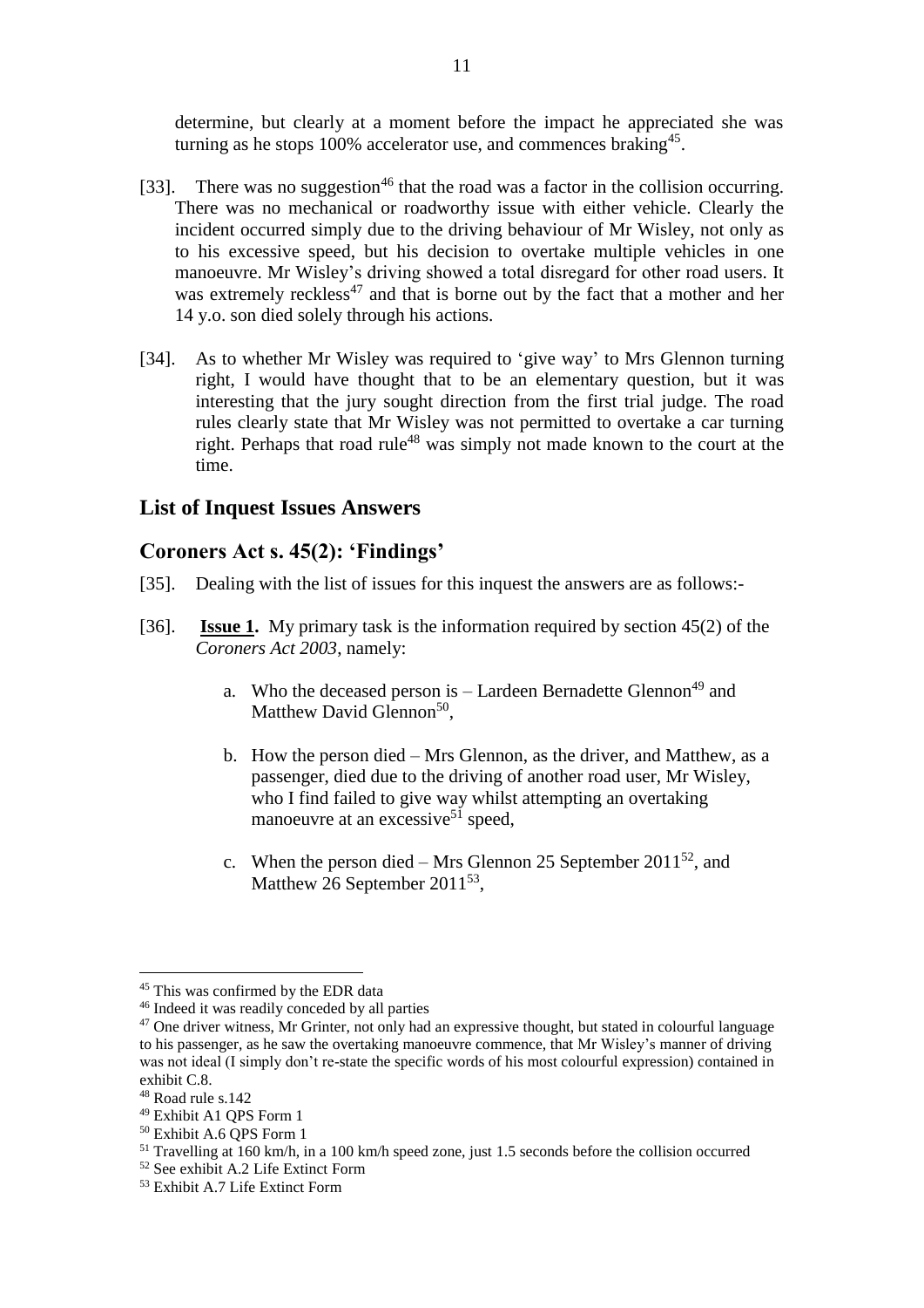determine, but clearly at a moment before the impact he appreciated she was turning as he stops 100% accelerator use, and commences braking[45].

[33]. There was no suggestion[46] that the road was a factor in the collision occurring. There was no mechanical or roadworthy issue with either vehicle. Clearly the incident occurred simply due to the driving behaviour of Mr Wisley, not only as to his excessive speed, but his decision to overtake multiple vehicles in one manoeuvre. Mr Wisley's driving showed a total disregard for other road users. It was extremely reckless[47] and that is borne out by the fact that a mother and her 14 y.o. son died solely through his actions.

[34]. As to whether Mr Wisley was required to 'give way' to Mrs Glennon turning right, I would have thought that to be an elementary question, but it was interesting that the jury sought direction from the first trial judge. The road rules clearly state that Mr Wisley was not permitted to overtake a car turning right. Perhaps that road rule[48] was simply not made known to the court at the time.

## List of Inquest Issues Answers

## Coroners Act s. 45(2): 'Findings'

[35]. Dealing with the list of issues for this inquest the answers are as follows:-

[36]. **Issue 1.** My primary task is the information required by section 45(2) of the *Coroners Act 2003*, namely:

a. Who the deceased person is – Lardeen Bernadette Glennon[49] and Matthew David Glennon[50],

b. How the person died – Mrs Glennon, as the driver, and Matthew, as a passenger, died due to the driving of another road user, Mr Wisley, who I find failed to give way whilst attempting an overtaking manoeuvre at an excessive[51] speed,

c. When the person died – Mrs Glennon 25 September 2011[52], and Matthew 26 September 2011[53],

---

[45] This was confirmed by the EDR data

[46] Indeed it was readily conceded by all parties

[47] One driver witness, Mr Grinter, not only had an expressive thought, but stated in colourful language to his passenger, as he saw the overtaking manoeuvre commence, that Mr Wisley's manner of driving was not ideal (I simply don't re-state the specific words of his most colourful expression) contained in exhibit C.8.

[48] Road rule s.142

[49] Exhibit A1 QPS Form 1

[50] Exhibit A.6 QPS Form 1

[51] Travelling at 160 km/h, in a 100 km/h speed zone, just 1.5 seconds before the collision occurred

[52] See exhibit A.2 Life Extinct Form

[53] Exhibit A.7 Life Extinct Form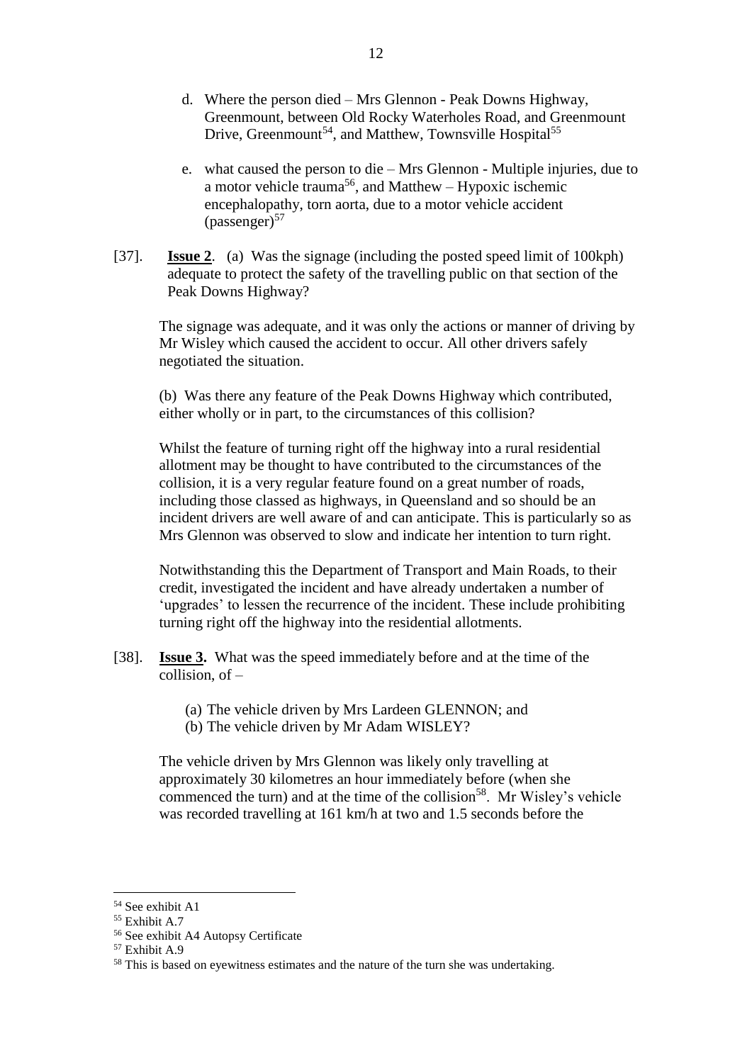d. Where the person died – Mrs Glennon - Peak Downs Highway, Greenmount, between Old Rocky Waterholes Road, and Greenmount Drive, Greenmount[54], and Matthew, Townsville Hospital[55]

e. what caused the person to die – Mrs Glennon - Multiple injuries, due to a motor vehicle trauma[56], and Matthew – Hypoxic ischemic encephalopathy, torn aorta, due to a motor vehicle accident (passenger)[57]

[37]. **Issue 2**. (a) Was the signage (including the posted speed limit of 100kph) adequate to protect the safety of the travelling public on that section of the Peak Downs Highway?

The signage was adequate, and it was only the actions or manner of driving by Mr Wisley which caused the accident to occur. All other drivers safely negotiated the situation.

(b) Was there any feature of the Peak Downs Highway which contributed, either wholly or in part, to the circumstances of this collision?

Whilst the feature of turning right off the highway into a rural residential allotment may be thought to have contributed to the circumstances of the collision, it is a very regular feature found on a great number of roads, including those classed as highways, in Queensland and so should be an incident drivers are well aware of and can anticipate. This is particularly so as Mrs Glennon was observed to slow and indicate her intention to turn right.

Notwithstanding this the Department of Transport and Main Roads, to their credit, investigated the incident and have already undertaken a number of 'upgrades' to lessen the recurrence of the incident. These include prohibiting turning right off the highway into the residential allotments.

[38]. **Issue 3.** What was the speed immediately before and at the time of the collision, of –

(a) The vehicle driven by Mrs Lardeen GLENNON; and
(b) The vehicle driven by Mr Adam WISLEY?

The vehicle driven by Mrs Glennon was likely only travelling at approximately 30 kilometres an hour immediately before (when she commenced the turn) and at the time of the collision[58]. Mr Wisley's vehicle was recorded travelling at 161 km/h at two and 1.5 seconds before the

---

[54] See exhibit A1

[55] Exhibit A.7

[56] See exhibit A4 Autopsy Certificate

[57] Exhibit A.9

[58] This is based on eyewitness estimates and the nature of the turn she was undertaking.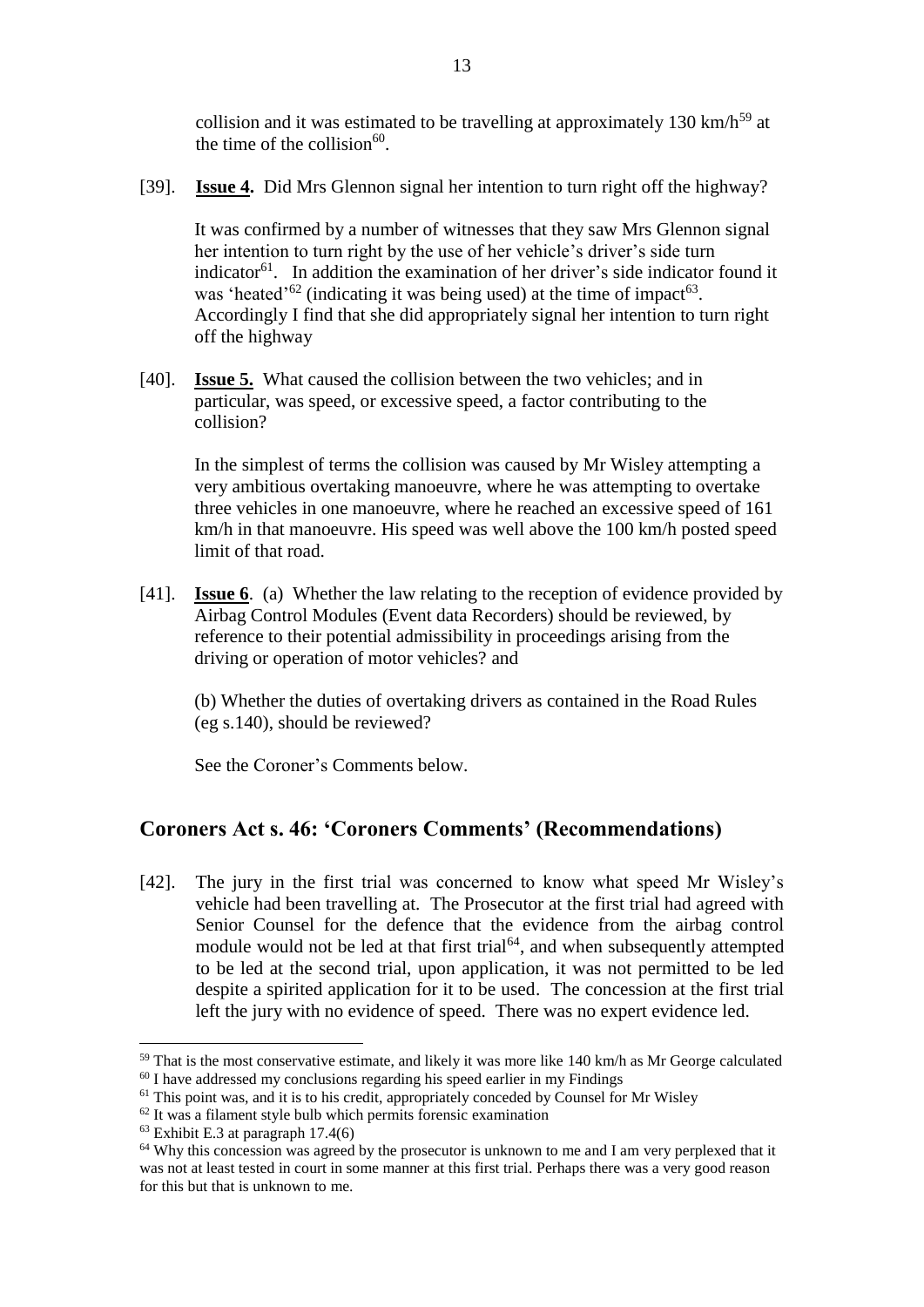collision and it was estimated to be travelling at approximately 130 km/h[59] at the time of the collision[60].

[39]. **Issue 4.** Did Mrs Glennon signal her intention to turn right off the highway?

It was confirmed by a number of witnesses that they saw Mrs Glennon signal her intention to turn right by the use of her vehicle's driver's side turn indicator[61]. In addition the examination of her driver's side indicator found it was 'heated'[62] (indicating it was being used) at the time of impact[63]. Accordingly I find that she did appropriately signal her intention to turn right off the highway

[40]. **Issue 5.** What caused the collision between the two vehicles; and in particular, was speed, or excessive speed, a factor contributing to the collision?

In the simplest of terms the collision was caused by Mr Wisley attempting a very ambitious overtaking manoeuvre, where he was attempting to overtake three vehicles in one manoeuvre, where he reached an excessive speed of 161 km/h in that manoeuvre. His speed was well above the 100 km/h posted speed limit of that road.

[41]. **Issue 6**. (a) Whether the law relating to the reception of evidence provided by Airbag Control Modules (Event data Recorders) should be reviewed, by reference to their potential admissibility in proceedings arising from the driving or operation of motor vehicles? and

(b) Whether the duties of overtaking drivers as contained in the Road Rules (eg s.140), should be reviewed?

See the Coroner's Comments below.

## Coroners Act s. 46: 'Coroners Comments' (Recommendations)

[42]. The jury in the first trial was concerned to know what speed Mr Wisley's vehicle had been travelling at. The Prosecutor at the first trial had agreed with Senior Counsel for the defence that the evidence from the airbag control module would not be led at that first trial[64], and when subsequently attempted to be led at the second trial, upon application, it was not permitted to be led despite a spirited application for it to be used. The concession at the first trial left the jury with no evidence of speed. There was no expert evidence led.

---

[59] That is the most conservative estimate, and likely it was more like 140 km/h as Mr George calculated

[60] I have addressed my conclusions regarding his speed earlier in my Findings

[61] This point was, and it is to his credit, appropriately conceded by Counsel for Mr Wisley

[62] It was a filament style bulb which permits forensic examination

[63] Exhibit E.3 at paragraph 17.4(6)

[64] Why this concession was agreed by the prosecutor is unknown to me and I am very perplexed that it was not at least tested in court in some manner at this first trial. Perhaps there was a very good reason for this but that is unknown to me.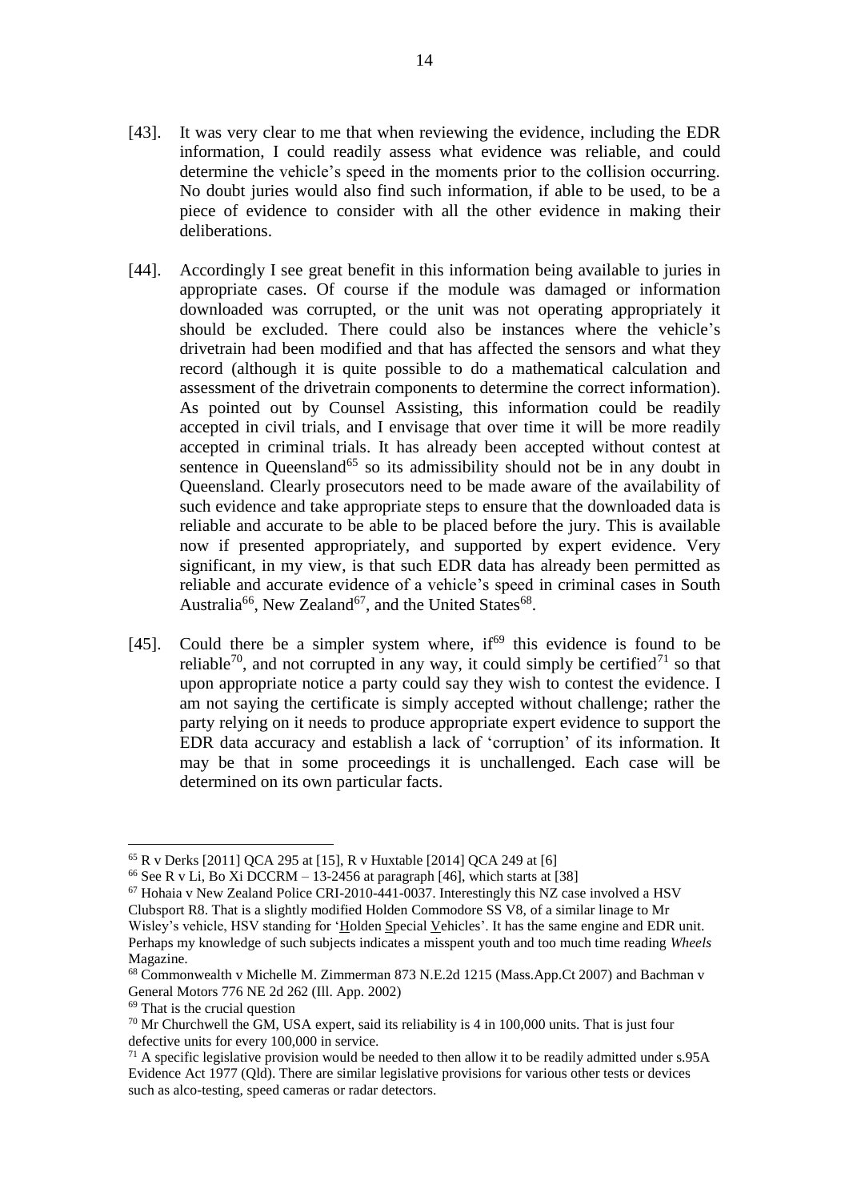[43]. It was very clear to me that when reviewing the evidence, including the EDR information, I could readily assess what evidence was reliable, and could determine the vehicle's speed in the moments prior to the collision occurring. No doubt juries would also find such information, if able to be used, to be a piece of evidence to consider with all the other evidence in making their deliberations.

[44]. Accordingly I see great benefit in this information being available to juries in appropriate cases. Of course if the module was damaged or information downloaded was corrupted, or the unit was not operating appropriately it should be excluded. There could also be instances where the vehicle's drivetrain had been modified and that has affected the sensors and what they record (although it is quite possible to do a mathematical calculation and assessment of the drivetrain components to determine the correct information). As pointed out by Counsel Assisting, this information could be readily accepted in civil trials, and I envisage that over time it will be more readily accepted in criminal trials. It has already been accepted without contest at sentence in Queensland[65] so its admissibility should not be in any doubt in Queensland. Clearly prosecutors need to be made aware of the availability of such evidence and take appropriate steps to ensure that the downloaded data is reliable and accurate to be able to be placed before the jury. This is available now if presented appropriately, and supported by expert evidence. Very significant, in my view, is that such EDR data has already been permitted as reliable and accurate evidence of a vehicle's speed in criminal cases in South Australia[66], New Zealand[67], and the United States[68].

[45]. Could there be a simpler system where, if[69] this evidence is found to be reliable[70], and not corrupted in any way, it could simply be certified[71] so that upon appropriate notice a party could say they wish to contest the evidence. I am not saying the certificate is simply accepted without challenge; rather the party relying on it needs to produce appropriate expert evidence to support the EDR data accuracy and establish a lack of 'corruption' of its information. It may be that in some proceedings it is unchallenged. Each case will be determined on its own particular facts.

---

[65] R v Derks [2011] QCA 295 at [15], R v Huxtable [2014] QCA 249 at [6]

[66] See R v Li, Bo Xi DCCRM – 13-2456 at paragraph [46], which starts at [38]

[67] Hohaia v New Zealand Police CRI-2010-441-0037. Interestingly this NZ case involved a HSV Clubsport R8. That is a slightly modified Holden Commodore SS V8, of a similar linage to Mr Wisley's vehicle, HSV standing for 'Holden Special Vehicles'. It has the same engine and EDR unit. Perhaps my knowledge of such subjects indicates a misspent youth and too much time reading *Wheels* Magazine.

[68] Commonwealth v Michelle M. Zimmerman 873 N.E.2d 1215 (Mass.App.Ct 2007) and Bachman v General Motors 776 NE 2d 262 (Ill. App. 2002)

[69] That is the crucial question

[70] Mr Churchwell the GM, USA expert, said its reliability is 4 in 100,000 units. That is just four defective units for every 100,000 in service.

[71] A specific legislative provision would be needed to then allow it to be readily admitted under s.95A Evidence Act 1977 (Qld). There are similar legislative provisions for various other tests or devices such as alco-testing, speed cameras or radar detectors.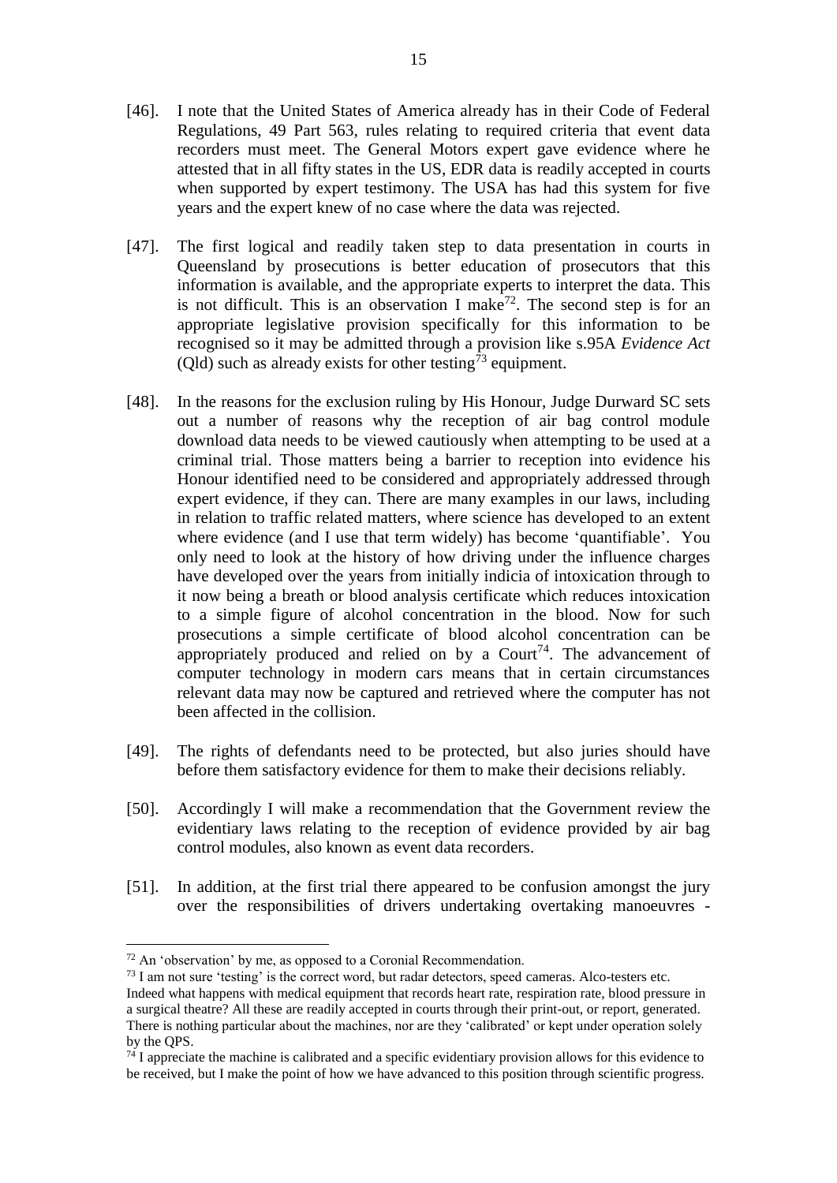[46]. I note that the United States of America already has in their Code of Federal Regulations, 49 Part 563, rules relating to required criteria that event data recorders must meet. The General Motors expert gave evidence where he attested that in all fifty states in the US, EDR data is readily accepted in courts when supported by expert testimony. The USA has had this system for five years and the expert knew of no case where the data was rejected.

[47]. The first logical and readily taken step to data presentation in courts in Queensland by prosecutions is better education of prosecutors that this information is available, and the appropriate experts to interpret the data. This is not difficult. This is an observation I make[72]. The second step is for an appropriate legislative provision specifically for this information to be recognised so it may be admitted through a provision like s.95A *Evidence Act* (Qld) such as already exists for other testing[73] equipment.

[48]. In the reasons for the exclusion ruling by His Honour, Judge Durward SC sets out a number of reasons why the reception of air bag control module download data needs to be viewed cautiously when attempting to be used at a criminal trial. Those matters being a barrier to reception into evidence his Honour identified need to be considered and appropriately addressed through expert evidence, if they can. There are many examples in our laws, including in relation to traffic related matters, where science has developed to an extent where evidence (and I use that term widely) has become 'quantifiable'. You only need to look at the history of how driving under the influence charges have developed over the years from initially indicia of intoxication through to it now being a breath or blood analysis certificate which reduces intoxication to a simple figure of alcohol concentration in the blood. Now for such prosecutions a simple certificate of blood alcohol concentration can be appropriately produced and relied on by a Court[74]. The advancement of computer technology in modern cars means that in certain circumstances relevant data may now be captured and retrieved where the computer has not been affected in the collision.

[49]. The rights of defendants need to be protected, but also juries should have before them satisfactory evidence for them to make their decisions reliably.

[50]. Accordingly I will make a recommendation that the Government review the evidentiary laws relating to the reception of evidence provided by air bag control modules, also known as event data recorders.

[51]. In addition, at the first trial there appeared to be confusion amongst the jury over the responsibilities of drivers undertaking overtaking manoeuvres -

---

[72] An 'observation' by me, as opposed to a Coronial Recommendation.

[73] I am not sure 'testing' is the correct word, but radar detectors, speed cameras. Alco-testers etc. Indeed what happens with medical equipment that records heart rate, respiration rate, blood pressure in a surgical theatre? All these are readily accepted in courts through their print-out, or report, generated. There is nothing particular about the machines, nor are they 'calibrated' or kept under operation solely by the QPS.

[74] I appreciate the machine is calibrated and a specific evidentiary provision allows for this evidence to be received, but I make the point of how we have advanced to this position through scientific progress.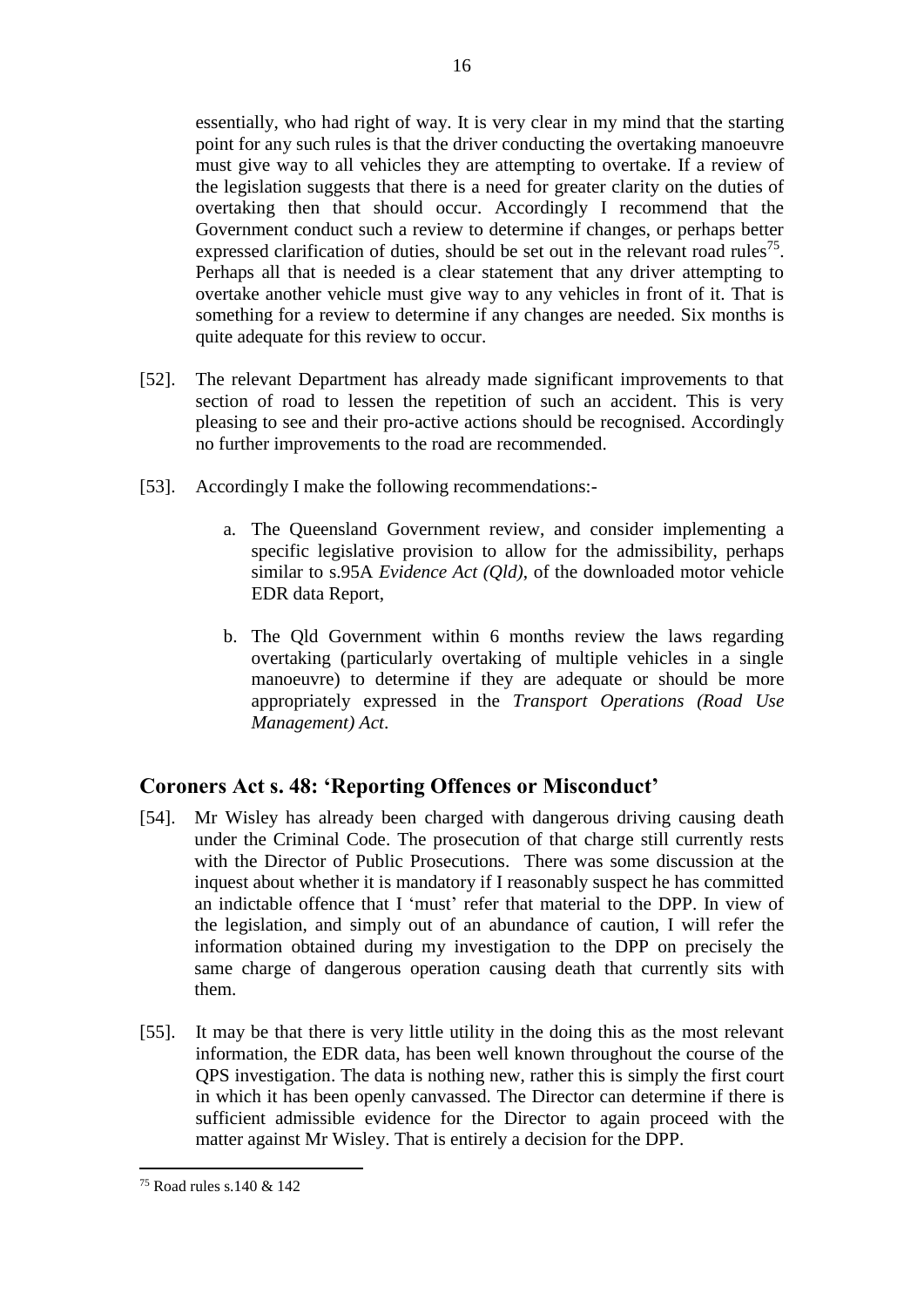essentially, who had right of way. It is very clear in my mind that the starting point for any such rules is that the driver conducting the overtaking manoeuvre must give way to all vehicles they are attempting to overtake. If a review of the legislation suggests that there is a need for greater clarity on the duties of overtaking then that should occur. Accordingly I recommend that the Government conduct such a review to determine if changes, or perhaps better expressed clarification of duties, should be set out in the relevant road rules[75]. Perhaps all that is needed is a clear statement that any driver attempting to overtake another vehicle must give way to any vehicles in front of it. That is something for a review to determine if any changes are needed. Six months is quite adequate for this review to occur.

[52]. The relevant Department has already made significant improvements to that section of road to lessen the repetition of such an accident. This is very pleasing to see and their pro-active actions should be recognised. Accordingly no further improvements to the road are recommended.

[53]. Accordingly I make the following recommendations:-

a. The Queensland Government review, and consider implementing a specific legislative provision to allow for the admissibility, perhaps similar to s.95A *Evidence Act (Qld)*, of the downloaded motor vehicle EDR data Report,

b. The Qld Government within 6 months review the laws regarding overtaking (particularly overtaking of multiple vehicles in a single manoeuvre) to determine if they are adequate or should be more appropriately expressed in the *Transport Operations (Road Use Management) Act*.

## Coroners Act s. 48: 'Reporting Offences or Misconduct'

[54]. Mr Wisley has already been charged with dangerous driving causing death under the Criminal Code. The prosecution of that charge still currently rests with the Director of Public Prosecutions. There was some discussion at the inquest about whether it is mandatory if I reasonably suspect he has committed an indictable offence that I 'must' refer that material to the DPP. In view of the legislation, and simply out of an abundance of caution, I will refer the information obtained during my investigation to the DPP on precisely the same charge of dangerous operation causing death that currently sits with them.

[55]. It may be that there is very little utility in the doing this as the most relevant information, the EDR data, has been well known throughout the course of the QPS investigation. The data is nothing new, rather this is simply the first court in which it has been openly canvassed. The Director can determine if there is sufficient admissible evidence for the Director to again proceed with the matter against Mr Wisley. That is entirely a decision for the DPP.

---

[75] Road rules s.140 & 142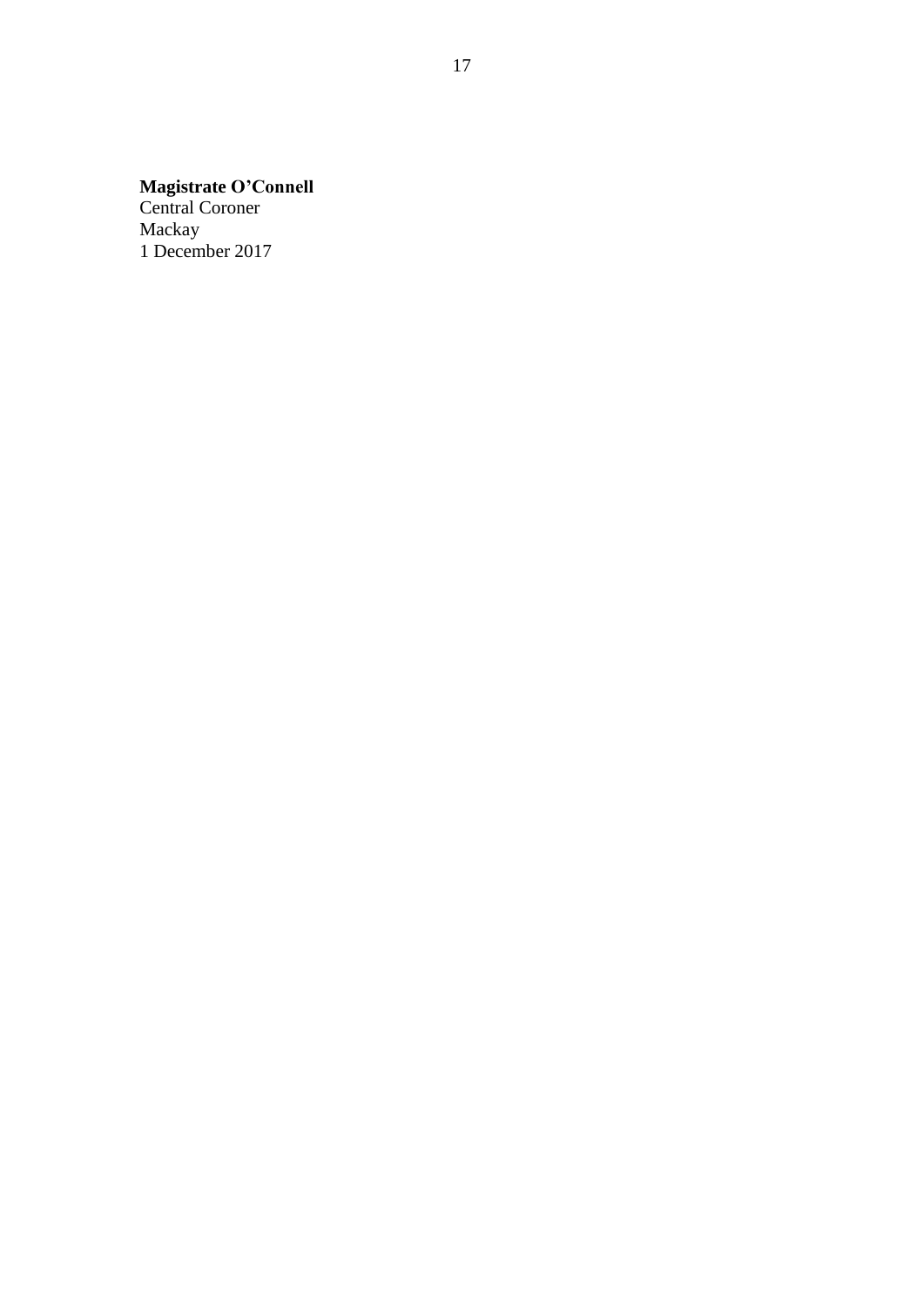**Magistrate O'Connell**
Central Coroner
Mackay
1 December 2017